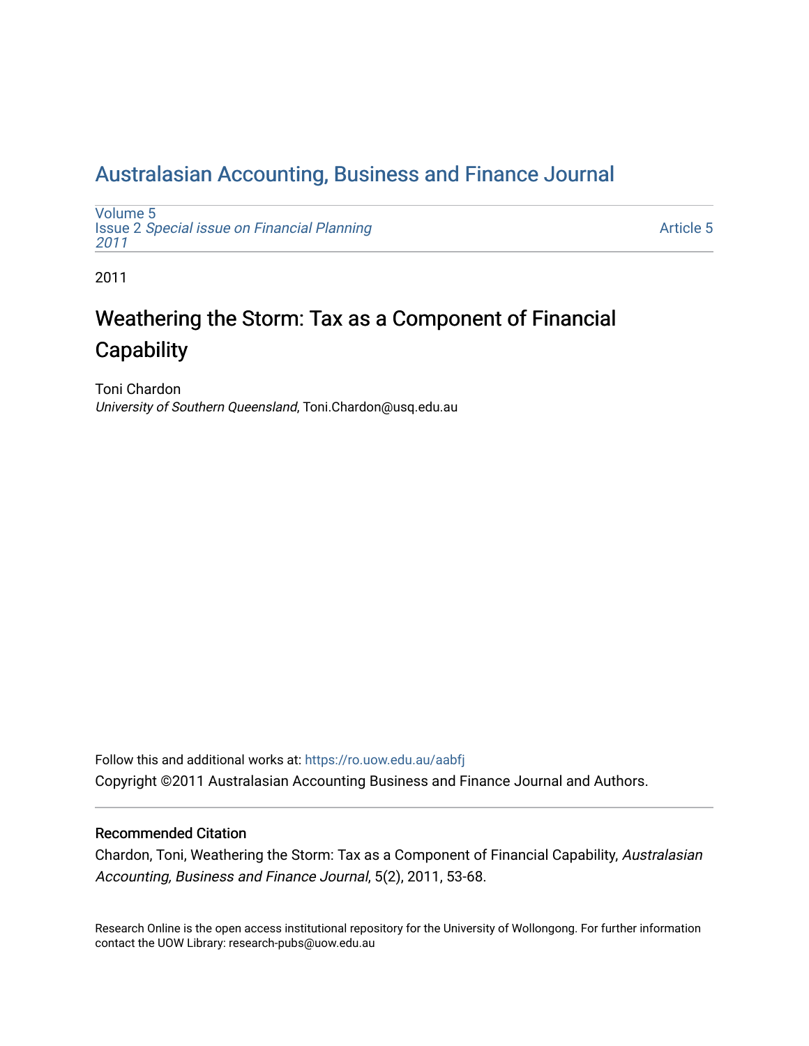# Australasian Accounting, Business and Finance Journal

Volume 5
Issue 2 *Special issue on Financial Planning 2011*

Article 5

2011

## Weathering the Storm: Tax as a Component of Financial Capability

Toni Chardon
*University of Southern Queensland*, Toni.Chardon@usq.edu.au

Follow this and additional works at: https://ro.uow.edu.au/aabfj

Copyright ©2011 Australasian Accounting Business and Finance Journal and Authors.

### Recommended Citation

Chardon, Toni, Weathering the Storm: Tax as a Component of Financial Capability, *Australasian Accounting, Business and Finance Journal*, 5(2), 2011, 53-68.

Research Online is the open access institutional repository for the University of Wollongong. For further information contact the UOW Library: research-pubs@uow.edu.au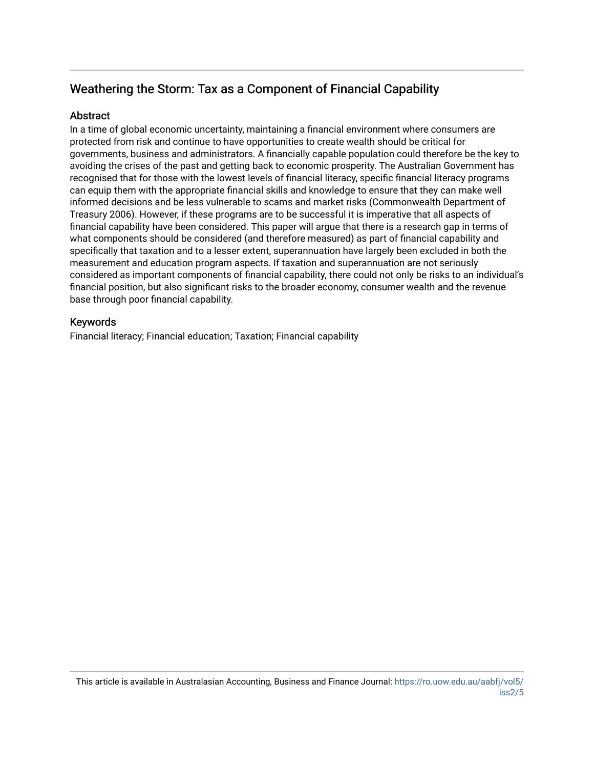## Weathering the Storm: Tax as a Component of Financial Capability

### Abstract

In a time of global economic uncertainty, maintaining a financial environment where consumers are protected from risk and continue to have opportunities to create wealth should be critical for governments, business and administrators. A financially capable population could therefore be the key to avoiding the crises of the past and getting back to economic prosperity. The Australian Government has recognised that for those with the lowest levels of financial literacy, specific financial literacy programs can equip them with the appropriate financial skills and knowledge to ensure that they can make well informed decisions and be less vulnerable to scams and market risks (Commonwealth Department of Treasury 2006). However, if these programs are to be successful it is imperative that all aspects of financial capability have been considered. This paper will argue that there is a research gap in terms of what components should be considered (and therefore measured) as part of financial capability and specifically that taxation and to a lesser extent, superannuation have largely been excluded in both the measurement and education program aspects. If taxation and superannuation are not seriously considered as important components of financial capability, there could not only be risks to an individual's financial position, but also significant risks to the broader economy, consumer wealth and the revenue base through poor financial capability.

### Keywords

Financial literacy; Financial education; Taxation; Financial capability

This article is available in Australasian Accounting, Business and Finance Journal: https://ro.uow.edu.au/aabfj/vol5/iss2/5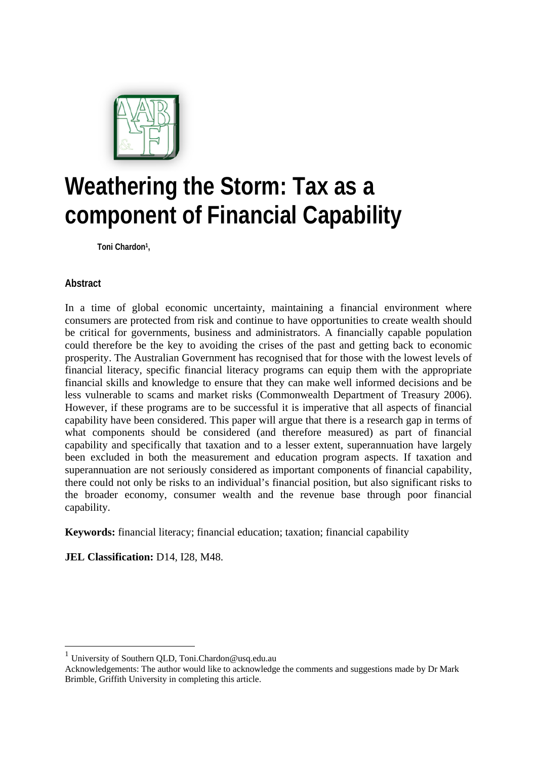# Weathering the Storm: Tax as a component of Financial Capability

**Toni Chardon[1],**

## Abstract

In a time of global economic uncertainty, maintaining a financial environment where consumers are protected from risk and continue to have opportunities to create wealth should be critical for governments, business and administrators. A financially capable population could therefore be the key to avoiding the crises of the past and getting back to economic prosperity. The Australian Government has recognised that for those with the lowest levels of financial literacy, specific financial literacy programs can equip them with the appropriate financial skills and knowledge to ensure that they can make well informed decisions and be less vulnerable to scams and market risks (Commonwealth Department of Treasury 2006). However, if these programs are to be successful it is imperative that all aspects of financial capability have been considered. This paper will argue that there is a research gap in terms of what components should be considered (and therefore measured) as part of financial capability and specifically that taxation and to a lesser extent, superannuation have largely been excluded in both the measurement and education program aspects. If taxation and superannuation are not seriously considered as important components of financial capability, there could not only be risks to an individual's financial position, but also significant risks to the broader economy, consumer wealth and the revenue base through poor financial capability.

**Keywords:** financial literacy; financial education; taxation; financial capability

**JEL Classification:** D14, I28, M48.

---

[1] University of Southern QLD, Toni.Chardon@usq.edu.au

Acknowledgements: The author would like to acknowledge the comments and suggestions made by Dr Mark Brimble, Griffith University in completing this article.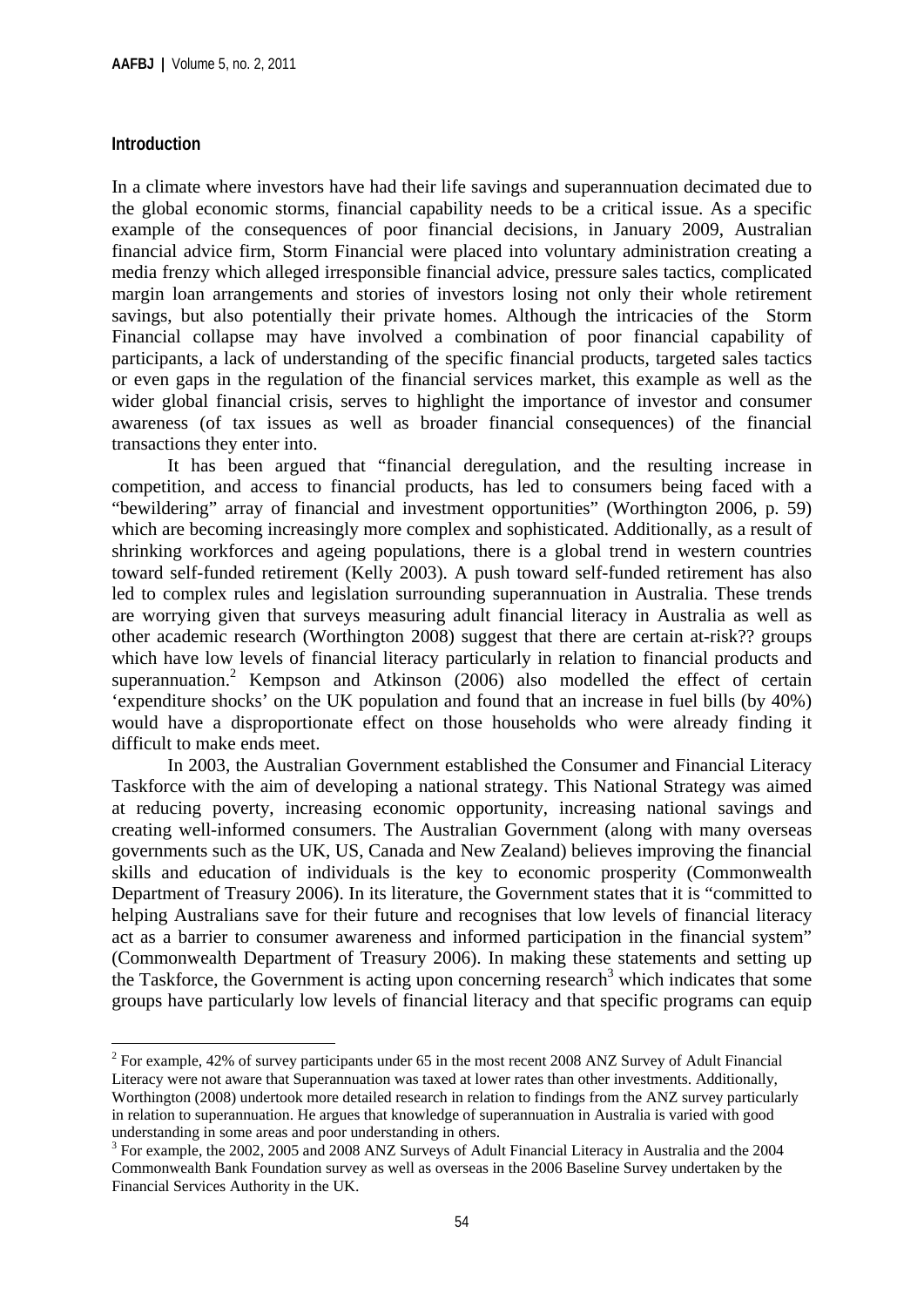## Introduction

In a climate where investors have had their life savings and superannuation decimated due to the global economic storms, financial capability needs to be a critical issue. As a specific example of the consequences of poor financial decisions, in January 2009, Australian financial advice firm, Storm Financial were placed into voluntary administration creating a media frenzy which alleged irresponsible financial advice, pressure sales tactics, complicated margin loan arrangements and stories of investors losing not only their whole retirement savings, but also potentially their private homes. Although the intricacies of the Storm Financial collapse may have involved a combination of poor financial capability of participants, a lack of understanding of the specific financial products, targeted sales tactics or even gaps in the regulation of the financial services market, this example as well as the wider global financial crisis, serves to highlight the importance of investor and consumer awareness (of tax issues as well as broader financial consequences) of the financial transactions they enter into.

It has been argued that "financial deregulation, and the resulting increase in competition, and access to financial products, has led to consumers being faced with a "bewildering" array of financial and investment opportunities" (Worthington 2006, p. 59) which are becoming increasingly more complex and sophisticated. Additionally, as a result of shrinking workforces and ageing populations, there is a global trend in western countries toward self-funded retirement (Kelly 2003). A push toward self-funded retirement has also led to complex rules and legislation surrounding superannuation in Australia. These trends are worrying given that surveys measuring adult financial literacy in Australia as well as other academic research (Worthington 2008) suggest that there are certain at-risk?? groups which have low levels of financial literacy particularly in relation to financial products and superannuation.[2] Kempson and Atkinson (2006) also modelled the effect of certain 'expenditure shocks' on the UK population and found that an increase in fuel bills (by 40%) would have a disproportionate effect on those households who were already finding it difficult to make ends meet.

In 2003, the Australian Government established the Consumer and Financial Literacy Taskforce with the aim of developing a national strategy. This National Strategy was aimed at reducing poverty, increasing economic opportunity, increasing national savings and creating well-informed consumers. The Australian Government (along with many overseas governments such as the UK, US, Canada and New Zealand) believes improving the financial skills and education of individuals is the key to economic prosperity (Commonwealth Department of Treasury 2006). In its literature, the Government states that it is "committed to helping Australians save for their future and recognises that low levels of financial literacy act as a barrier to consumer awareness and informed participation in the financial system" (Commonwealth Department of Treasury 2006). In making these statements and setting up the Taskforce, the Government is acting upon concerning research[3] which indicates that some groups have particularly low levels of financial literacy and that specific programs can equip

[2] For example, 42% of survey participants under 65 in the most recent 2008 ANZ Survey of Adult Financial Literacy were not aware that Superannuation was taxed at lower rates than other investments. Additionally, Worthington (2008) undertook more detailed research in relation to findings from the ANZ survey particularly in relation to superannuation. He argues that knowledge of superannuation in Australia is varied with good understanding in some areas and poor understanding in others.

[3] For example, the 2002, 2005 and 2008 ANZ Surveys of Adult Financial Literacy in Australia and the 2004 Commonwealth Bank Foundation survey as well as overseas in the 2006 Baseline Survey undertaken by the Financial Services Authority in the UK.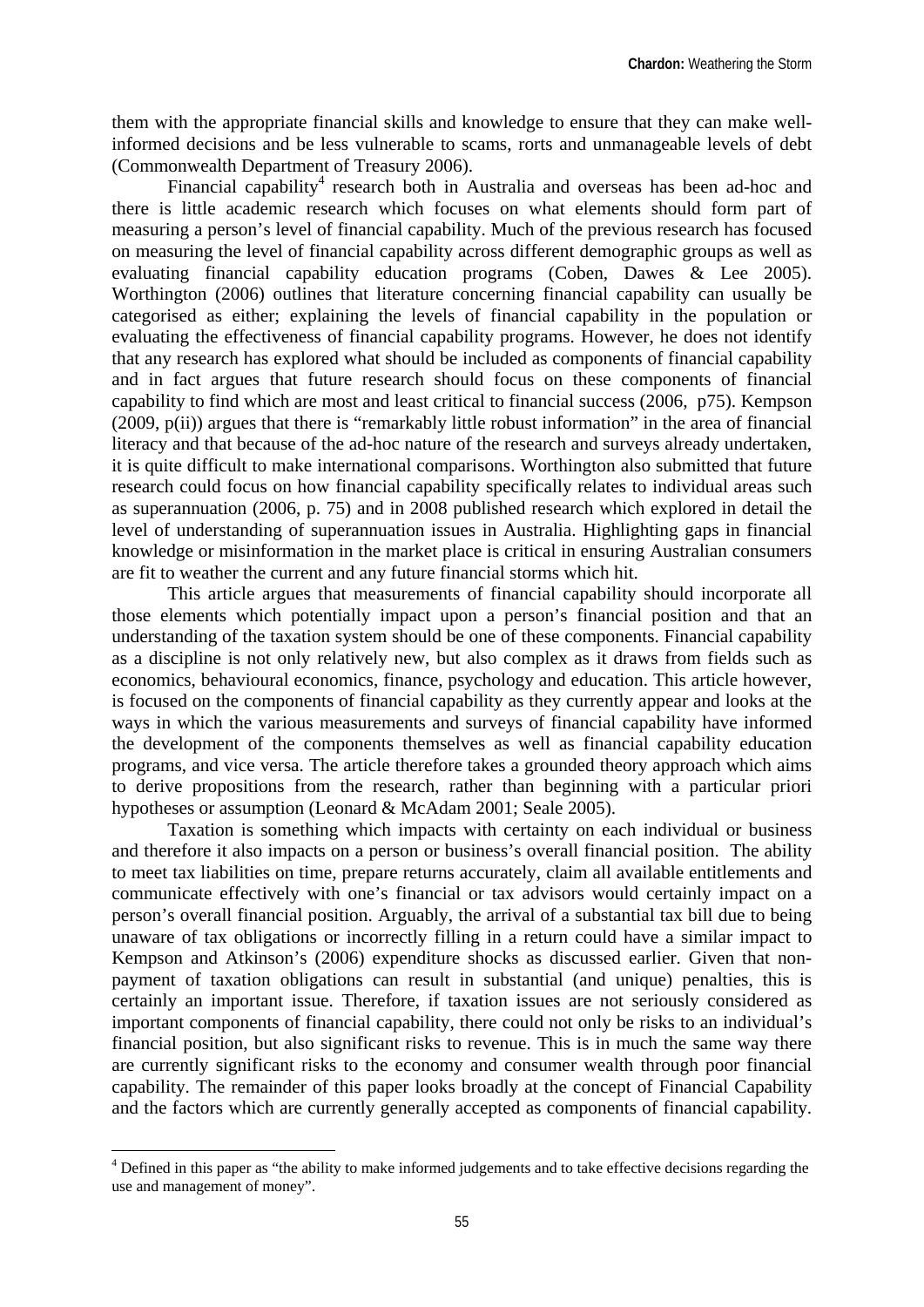them with the appropriate financial skills and knowledge to ensure that they can make well-informed decisions and be less vulnerable to scams, rorts and unmanageable levels of debt (Commonwealth Department of Treasury 2006).

Financial capability[4] research both in Australia and overseas has been ad-hoc and there is little academic research which focuses on what elements should form part of measuring a person's level of financial capability. Much of the previous research has focused on measuring the level of financial capability across different demographic groups as well as evaluating financial capability education programs (Coben, Dawes & Lee 2005). Worthington (2006) outlines that literature concerning financial capability can usually be categorised as either; explaining the levels of financial capability in the population or evaluating the effectiveness of financial capability programs. However, he does not identify that any research has explored what should be included as components of financial capability and in fact argues that future research should focus on these components of financial capability to find which are most and least critical to financial success (2006, p75). Kempson (2009, p(ii)) argues that there is "remarkably little robust information" in the area of financial literacy and that because of the ad-hoc nature of the research and surveys already undertaken, it is quite difficult to make international comparisons. Worthington also submitted that future research could focus on how financial capability specifically relates to individual areas such as superannuation (2006, p. 75) and in 2008 published research which explored in detail the level of understanding of superannuation issues in Australia. Highlighting gaps in financial knowledge or misinformation in the market place is critical in ensuring Australian consumers are fit to weather the current and any future financial storms which hit.

This article argues that measurements of financial capability should incorporate all those elements which potentially impact upon a person's financial position and that an understanding of the taxation system should be one of these components. Financial capability as a discipline is not only relatively new, but also complex as it draws from fields such as economics, behavioural economics, finance, psychology and education. This article however, is focused on the components of financial capability as they currently appear and looks at the ways in which the various measurements and surveys of financial capability have informed the development of the components themselves as well as financial capability education programs, and vice versa. The article therefore takes a grounded theory approach which aims to derive propositions from the research, rather than beginning with a particular priori hypotheses or assumption (Leonard & McAdam 2001; Seale 2005).

Taxation is something which impacts with certainty on each individual or business and therefore it also impacts on a person or business's overall financial position. The ability to meet tax liabilities on time, prepare returns accurately, claim all available entitlements and communicate effectively with one's financial or tax advisors would certainly impact on a person's overall financial position. Arguably, the arrival of a substantial tax bill due to being unaware of tax obligations or incorrectly filling in a return could have a similar impact to Kempson and Atkinson's (2006) expenditure shocks as discussed earlier. Given that non-payment of taxation obligations can result in substantial (and unique) penalties, this is certainly an important issue. Therefore, if taxation issues are not seriously considered as important components of financial capability, there could not only be risks to an individual's financial position, but also significant risks to revenue. This is in much the same way there are currently significant risks to the economy and consumer wealth through poor financial capability. The remainder of this paper looks broadly at the concept of Financial Capability and the factors which are currently generally accepted as components of financial capability.

[4] Defined in this paper as "the ability to make informed judgements and to take effective decisions regarding the use and management of money".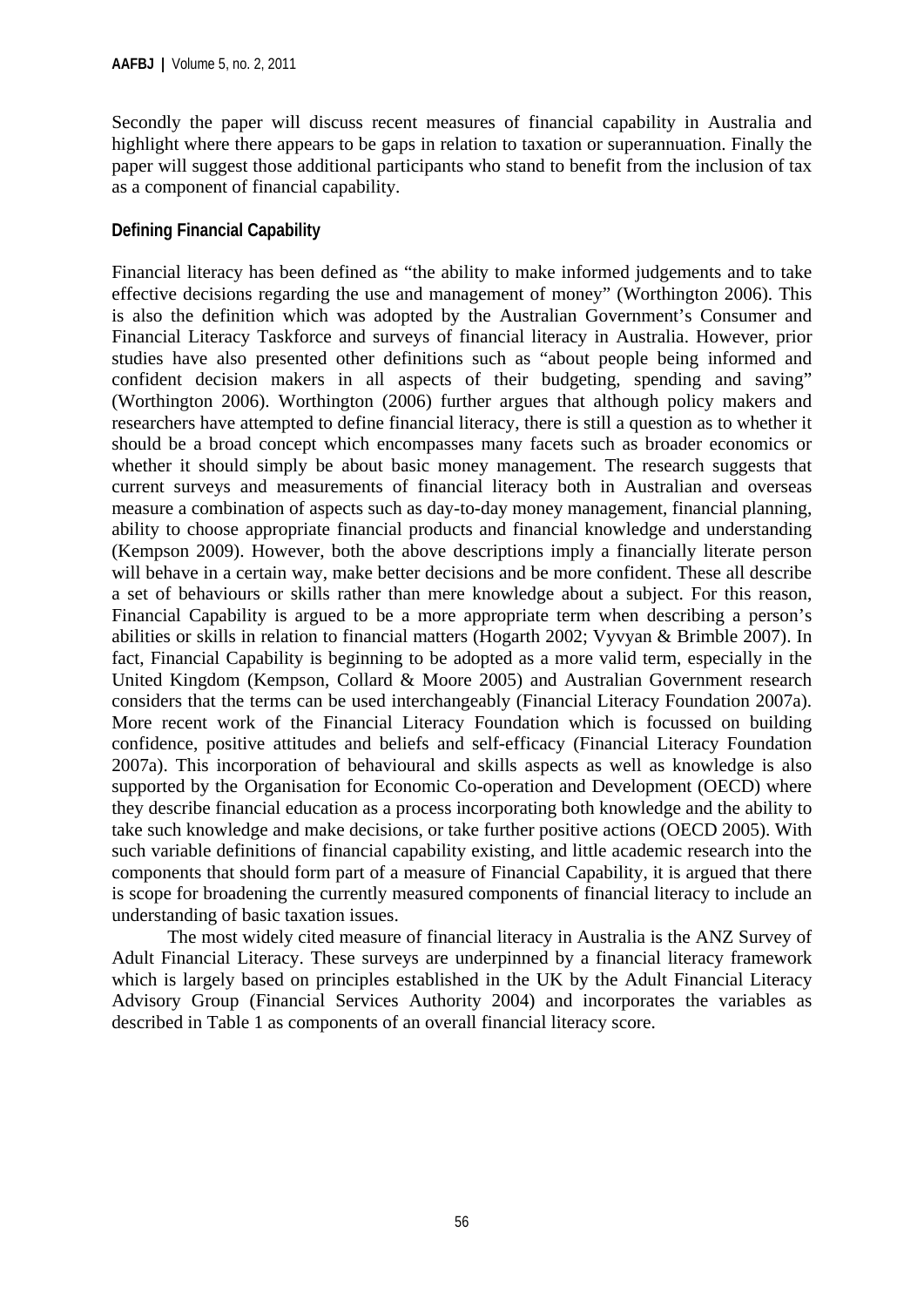Secondly the paper will discuss recent measures of financial capability in Australia and highlight where there appears to be gaps in relation to taxation or superannuation. Finally the paper will suggest those additional participants who stand to benefit from the inclusion of tax as a component of financial capability.

### Defining Financial Capability

Financial literacy has been defined as "the ability to make informed judgements and to take effective decisions regarding the use and management of money" (Worthington 2006). This is also the definition which was adopted by the Australian Government's Consumer and Financial Literacy Taskforce and surveys of financial literacy in Australia. However, prior studies have also presented other definitions such as "about people being informed and confident decision makers in all aspects of their budgeting, spending and saving" (Worthington 2006). Worthington (2006) further argues that although policy makers and researchers have attempted to define financial literacy, there is still a question as to whether it should be a broad concept which encompasses many facets such as broader economics or whether it should simply be about basic money management. The research suggests that current surveys and measurements of financial literacy both in Australian and overseas measure a combination of aspects such as day-to-day money management, financial planning, ability to choose appropriate financial products and financial knowledge and understanding (Kempson 2009). However, both the above descriptions imply a financially literate person will behave in a certain way, make better decisions and be more confident. These all describe a set of behaviours or skills rather than mere knowledge about a subject. For this reason, Financial Capability is argued to be a more appropriate term when describing a person's abilities or skills in relation to financial matters (Hogarth 2002; Vyvyan & Brimble 2007). In fact, Financial Capability is beginning to be adopted as a more valid term, especially in the United Kingdom (Kempson, Collard & Moore 2005) and Australian Government research considers that the terms can be used interchangeably (Financial Literacy Foundation 2007a). More recent work of the Financial Literacy Foundation which is focussed on building confidence, positive attitudes and beliefs and self-efficacy (Financial Literacy Foundation 2007a). This incorporation of behavioural and skills aspects as well as knowledge is also supported by the Organisation for Economic Co-operation and Development (OECD) where they describe financial education as a process incorporating both knowledge and the ability to take such knowledge and make decisions, or take further positive actions (OECD 2005). With such variable definitions of financial capability existing, and little academic research into the components that should form part of a measure of Financial Capability, it is argued that there is scope for broadening the currently measured components of financial literacy to include an understanding of basic taxation issues.

The most widely cited measure of financial literacy in Australia is the ANZ Survey of Adult Financial Literacy. These surveys are underpinned by a financial literacy framework which is largely based on principles established in the UK by the Adult Financial Literacy Advisory Group (Financial Services Authority 2004) and incorporates the variables as described in Table 1 as components of an overall financial literacy score.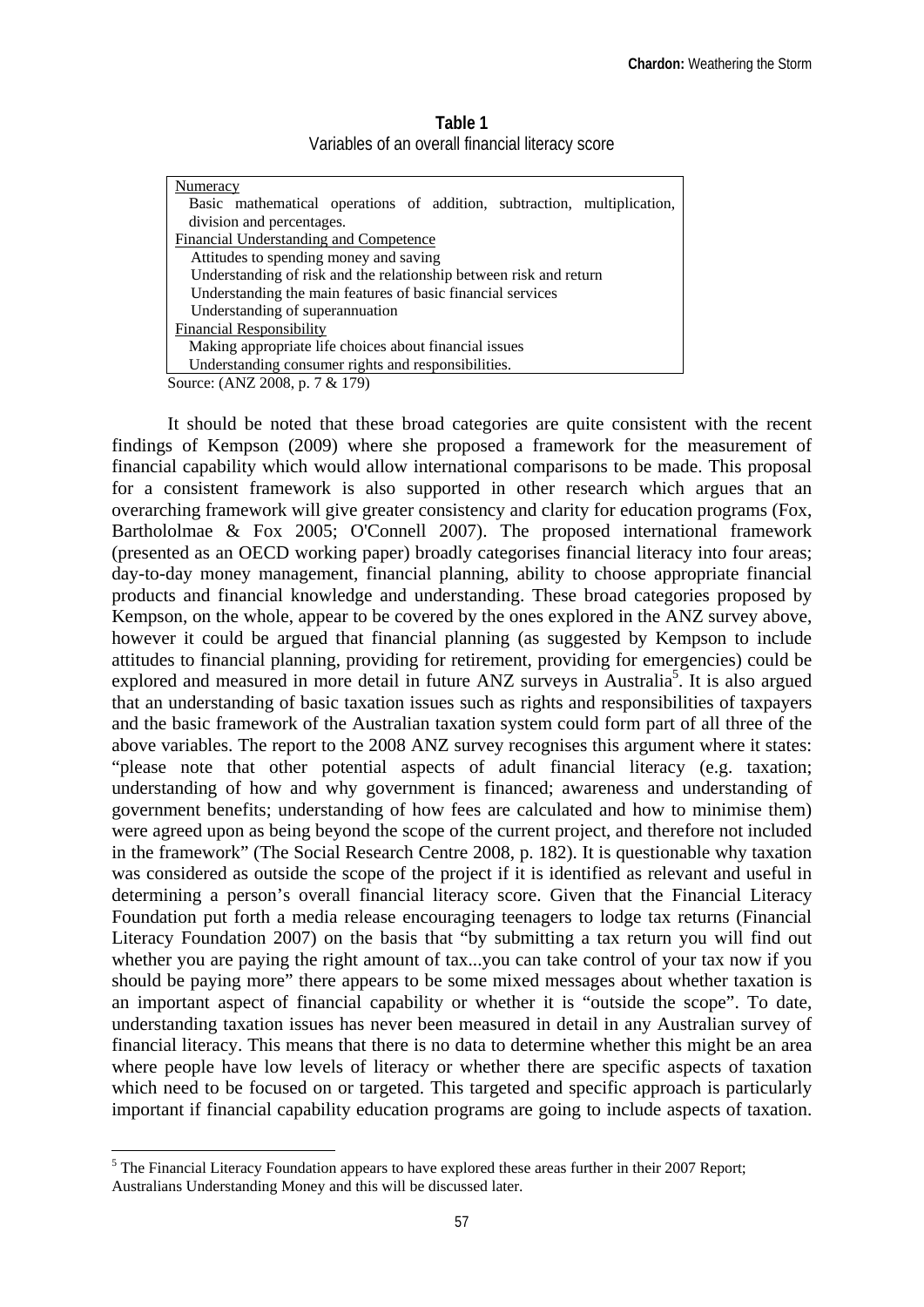**Table 1**
Variables of an overall financial literacy score

| |
|---|
| Numeracy |
| Basic mathematical operations of addition, subtraction, multiplication, division and percentages. |
| Financial Understanding and Competence |
| Attitudes to spending money and saving |
| Understanding of risk and the relationship between risk and return |
| Understanding the main features of basic financial services |
| Understanding of superannuation |
| Financial Responsibility |
| Making appropriate life choices about financial issues |
| Understanding consumer rights and responsibilities. |

Source: (ANZ 2008, p. 7 & 179)

It should be noted that these broad categories are quite consistent with the recent findings of Kempson (2009) where she proposed a framework for the measurement of financial capability which would allow international comparisons to be made. This proposal for a consistent framework is also supported in other research which argues that an overarching framework will give greater consistency and clarity for education programs (Fox, Bartholomae & Fox 2005; O'Connell 2007). The proposed international framework (presented as an OECD working paper) broadly categorises financial literacy into four areas; day-to-day money management, financial planning, ability to choose appropriate financial products and financial knowledge and understanding. These broad categories proposed by Kempson, on the whole, appear to be covered by the ones explored in the ANZ survey above, however it could be argued that financial planning (as suggested by Kempson to include attitudes to financial planning, providing for retirement, providing for emergencies) could be explored and measured in more detail in future ANZ surveys in Australia[5]. It is also argued that an understanding of basic taxation issues such as rights and responsibilities of taxpayers and the basic framework of the Australian taxation system could form part of all three of the above variables. The report to the 2008 ANZ survey recognises this argument where it states: "please note that other potential aspects of adult financial literacy (e.g. taxation; understanding of how and why government is financed; awareness and understanding of government benefits; understanding of how fees are calculated and how to minimise them) were agreed upon as being beyond the scope of the current project, and therefore not included in the framework" (The Social Research Centre 2008, p. 182). It is questionable why taxation was considered as outside the scope of the project if it is identified as relevant and useful in determining a person's overall financial literacy score. Given that the Financial Literacy Foundation put forth a media release encouraging teenagers to lodge tax returns (Financial Literacy Foundation 2007) on the basis that "by submitting a tax return you will find out whether you are paying the right amount of tax...you can take control of your tax now if you should be paying more" there appears to be some mixed messages about whether taxation is an important aspect of financial capability or whether it is "outside the scope". To date, understanding taxation issues has never been measured in detail in any Australian survey of financial literacy. This means that there is no data to determine whether this might be an area where people have low levels of literacy or whether there are specific aspects of taxation which need to be focused on or targeted. This targeted and specific approach is particularly important if financial capability education programs are going to include aspects of taxation.

[5] The Financial Literacy Foundation appears to have explored these areas further in their 2007 Report; Australians Understanding Money and this will be discussed later.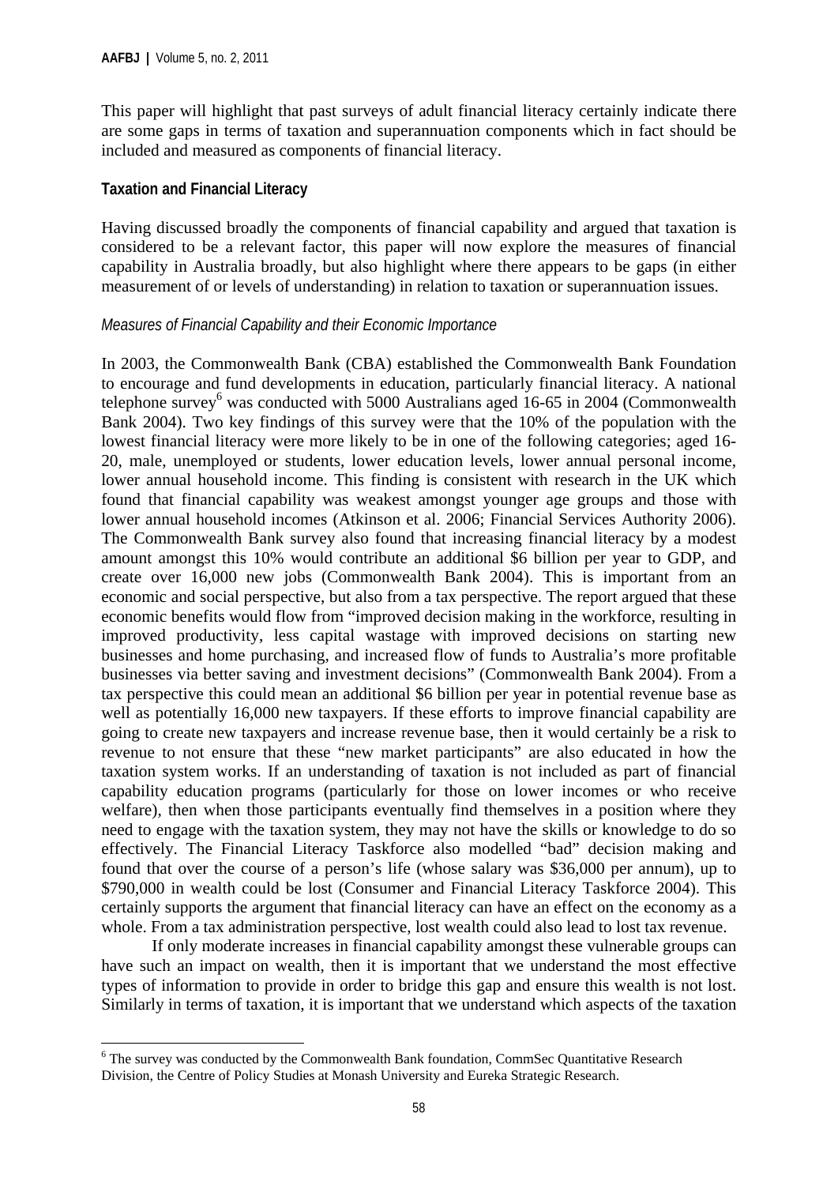This paper will highlight that past surveys of adult financial literacy certainly indicate there are some gaps in terms of taxation and superannuation components which in fact should be included and measured as components of financial literacy.

**Taxation and Financial Literacy**

Having discussed broadly the components of financial capability and argued that taxation is considered to be a relevant factor, this paper will now explore the measures of financial capability in Australia broadly, but also highlight where there appears to be gaps (in either measurement of or levels of understanding) in relation to taxation or superannuation issues.

*Measures of Financial Capability and their Economic Importance*

In 2003, the Commonwealth Bank (CBA) established the Commonwealth Bank Foundation to encourage and fund developments in education, particularly financial literacy. A national telephone survey[6] was conducted with 5000 Australians aged 16-65 in 2004 (Commonwealth Bank 2004). Two key findings of this survey were that the 10% of the population with the lowest financial literacy were more likely to be in one of the following categories; aged 16-20, male, unemployed or students, lower education levels, lower annual personal income, lower annual household income. This finding is consistent with research in the UK which found that financial capability was weakest amongst younger age groups and those with lower annual household incomes (Atkinson et al. 2006; Financial Services Authority 2006). The Commonwealth Bank survey also found that increasing financial literacy by a modest amount amongst this 10% would contribute an additional $6 billion per year to GDP, and create over 16,000 new jobs (Commonwealth Bank 2004). This is important from an economic and social perspective, but also from a tax perspective. The report argued that these economic benefits would flow from "improved decision making in the workforce, resulting in improved productivity, less capital wastage with improved decisions on starting new businesses and home purchasing, and increased flow of funds to Australia's more profitable businesses via better saving and investment decisions" (Commonwealth Bank 2004). From a tax perspective this could mean an additional $6 billion per year in potential revenue base as well as potentially 16,000 new taxpayers. If these efforts to improve financial capability are going to create new taxpayers and increase revenue base, then it would certainly be a risk to revenue to not ensure that these "new market participants" are also educated in how the taxation system works. If an understanding of taxation is not included as part of financial capability education programs (particularly for those on lower incomes or who receive welfare), then when those participants eventually find themselves in a position where they need to engage with the taxation system, they may not have the skills or knowledge to do so effectively. The Financial Literacy Taskforce also modelled "bad" decision making and found that over the course of a person's life (whose salary was $36,000 per annum), up to $790,000 in wealth could be lost (Consumer and Financial Literacy Taskforce 2004). This certainly supports the argument that financial literacy can have an effect on the economy as a whole. From a tax administration perspective, lost wealth could also lead to lost tax revenue.

If only moderate increases in financial capability amongst these vulnerable groups can have such an impact on wealth, then it is important that we understand the most effective types of information to provide in order to bridge this gap and ensure this wealth is not lost. Similarly in terms of taxation, it is important that we understand which aspects of the taxation

[6] The survey was conducted by the Commonwealth Bank foundation, CommSec Quantitative Research Division, the Centre of Policy Studies at Monash University and Eureka Strategic Research.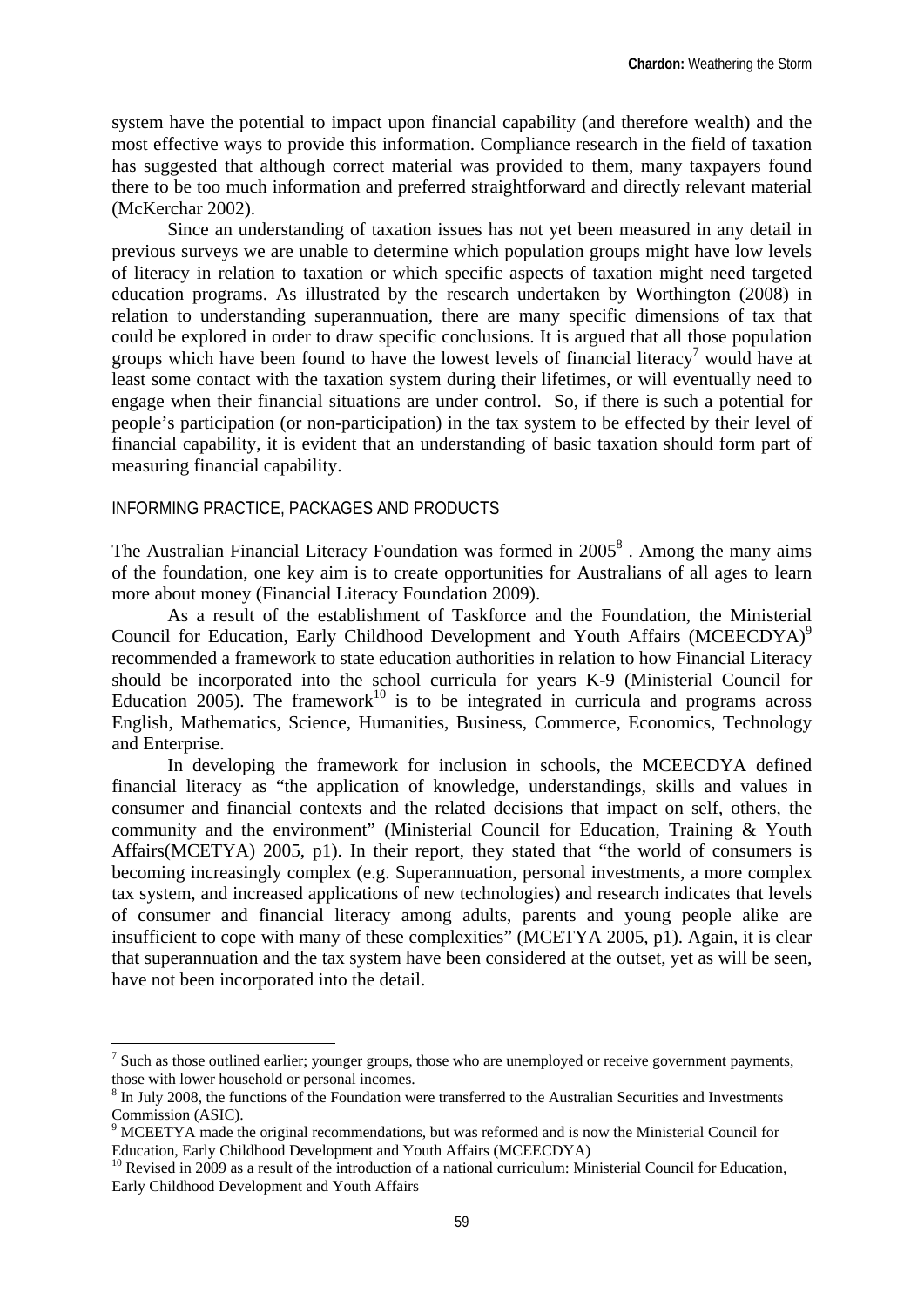system have the potential to impact upon financial capability (and therefore wealth) and the most effective ways to provide this information. Compliance research in the field of taxation has suggested that although correct material was provided to them, many taxpayers found there to be too much information and preferred straightforward and directly relevant material (McKerchar 2002).

Since an understanding of taxation issues has not yet been measured in any detail in previous surveys we are unable to determine which population groups might have low levels of literacy in relation to taxation or which specific aspects of taxation might need targeted education programs. As illustrated by the research undertaken by Worthington (2008) in relation to understanding superannuation, there are many specific dimensions of tax that could be explored in order to draw specific conclusions. It is argued that all those population groups which have been found to have the lowest levels of financial literacy[7] would have at least some contact with the taxation system during their lifetimes, or will eventually need to engage when their financial situations are under control. So, if there is such a potential for people's participation (or non-participation) in the tax system to be effected by their level of financial capability, it is evident that an understanding of basic taxation should form part of measuring financial capability.

## INFORMING PRACTICE, PACKAGES AND PRODUCTS

The Australian Financial Literacy Foundation was formed in 2005[8] . Among the many aims of the foundation, one key aim is to create opportunities for Australians of all ages to learn more about money (Financial Literacy Foundation 2009).

As a result of the establishment of Taskforce and the Foundation, the Ministerial Council for Education, Early Childhood Development and Youth Affairs (MCEECDYA)[9] recommended a framework to state education authorities in relation to how Financial Literacy should be incorporated into the school curricula for years K-9 (Ministerial Council for Education 2005). The framework[10] is to be integrated in curricula and programs across English, Mathematics, Science, Humanities, Business, Commerce, Economics, Technology and Enterprise.

In developing the framework for inclusion in schools, the MCEECDYA defined financial literacy as "the application of knowledge, understandings, skills and values in consumer and financial contexts and the related decisions that impact on self, others, the community and the environment" (Ministerial Council for Education, Training & Youth Affairs(MCETYA) 2005, p1). In their report, they stated that "the world of consumers is becoming increasingly complex (e.g. Superannuation, personal investments, a more complex tax system, and increased applications of new technologies) and research indicates that levels of consumer and financial literacy among adults, parents and young people alike are insufficient to cope with many of these complexities" (MCETYA 2005, p1). Again, it is clear that superannuation and the tax system have been considered at the outset, yet as will be seen, have not been incorporated into the detail.

---

[7] Such as those outlined earlier; younger groups, those who are unemployed or receive government payments, those with lower household or personal incomes.

[8] In July 2008, the functions of the Foundation were transferred to the Australian Securities and Investments Commission (ASIC).

[9] MCEETYA made the original recommendations, but was reformed and is now the Ministerial Council for Education, Early Childhood Development and Youth Affairs (MCEECDYA)

[10] Revised in 2009 as a result of the introduction of a national curriculum: Ministerial Council for Education, Early Childhood Development and Youth Affairs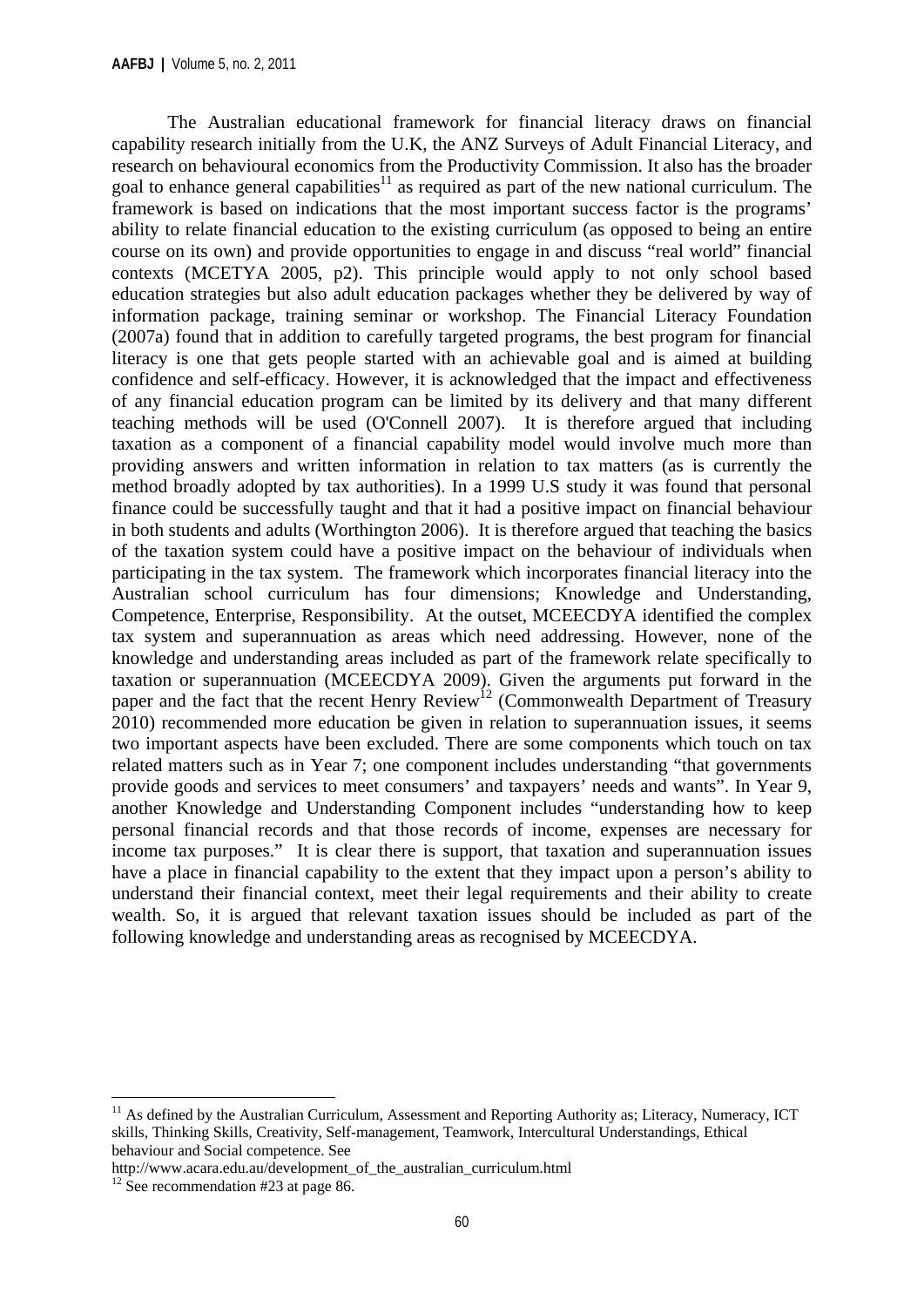The Australian educational framework for financial literacy draws on financial capability research initially from the U.K, the ANZ Surveys of Adult Financial Literacy, and research on behavioural economics from the Productivity Commission. It also has the broader goal to enhance general capabilities[11] as required as part of the new national curriculum. The framework is based on indications that the most important success factor is the programs' ability to relate financial education to the existing curriculum (as opposed to being an entire course on its own) and provide opportunities to engage in and discuss "real world" financial contexts (MCETYA 2005, p2). This principle would apply to not only school based education strategies but also adult education packages whether they be delivered by way of information package, training seminar or workshop. The Financial Literacy Foundation (2007a) found that in addition to carefully targeted programs, the best program for financial literacy is one that gets people started with an achievable goal and is aimed at building confidence and self-efficacy. However, it is acknowledged that the impact and effectiveness of any financial education program can be limited by its delivery and that many different teaching methods will be used (O'Connell 2007). It is therefore argued that including taxation as a component of a financial capability model would involve much more than providing answers and written information in relation to tax matters (as is currently the method broadly adopted by tax authorities). In a 1999 U.S study it was found that personal finance could be successfully taught and that it had a positive impact on financial behaviour in both students and adults (Worthington 2006). It is therefore argued that teaching the basics of the taxation system could have a positive impact on the behaviour of individuals when participating in the tax system. The framework which incorporates financial literacy into the Australian school curriculum has four dimensions; Knowledge and Understanding, Competence, Enterprise, Responsibility. At the outset, MCEECDYA identified the complex tax system and superannuation as areas which need addressing. However, none of the knowledge and understanding areas included as part of the framework relate specifically to taxation or superannuation (MCEECDYA 2009). Given the arguments put forward in the paper and the fact that the recent Henry Review[12] (Commonwealth Department of Treasury 2010) recommended more education be given in relation to superannuation issues, it seems two important aspects have been excluded. There are some components which touch on tax related matters such as in Year 7; one component includes understanding "that governments provide goods and services to meet consumers' and taxpayers' needs and wants". In Year 9, another Knowledge and Understanding Component includes "understanding how to keep personal financial records and that those records of income, expenses are necessary for income tax purposes." It is clear there is support, that taxation and superannuation issues have a place in financial capability to the extent that they impact upon a person's ability to understand their financial context, meet their legal requirements and their ability to create wealth. So, it is argued that relevant taxation issues should be included as part of the following knowledge and understanding areas as recognised by MCEECDYA.

---

[11] As defined by the Australian Curriculum, Assessment and Reporting Authority as; Literacy, Numeracy, ICT skills, Thinking Skills, Creativity, Self-management, Teamwork, Intercultural Understandings, Ethical behaviour and Social competence. See http://www.acara.edu.au/development_of_the_australian_curriculum.html

[12] See recommendation #23 at page 86.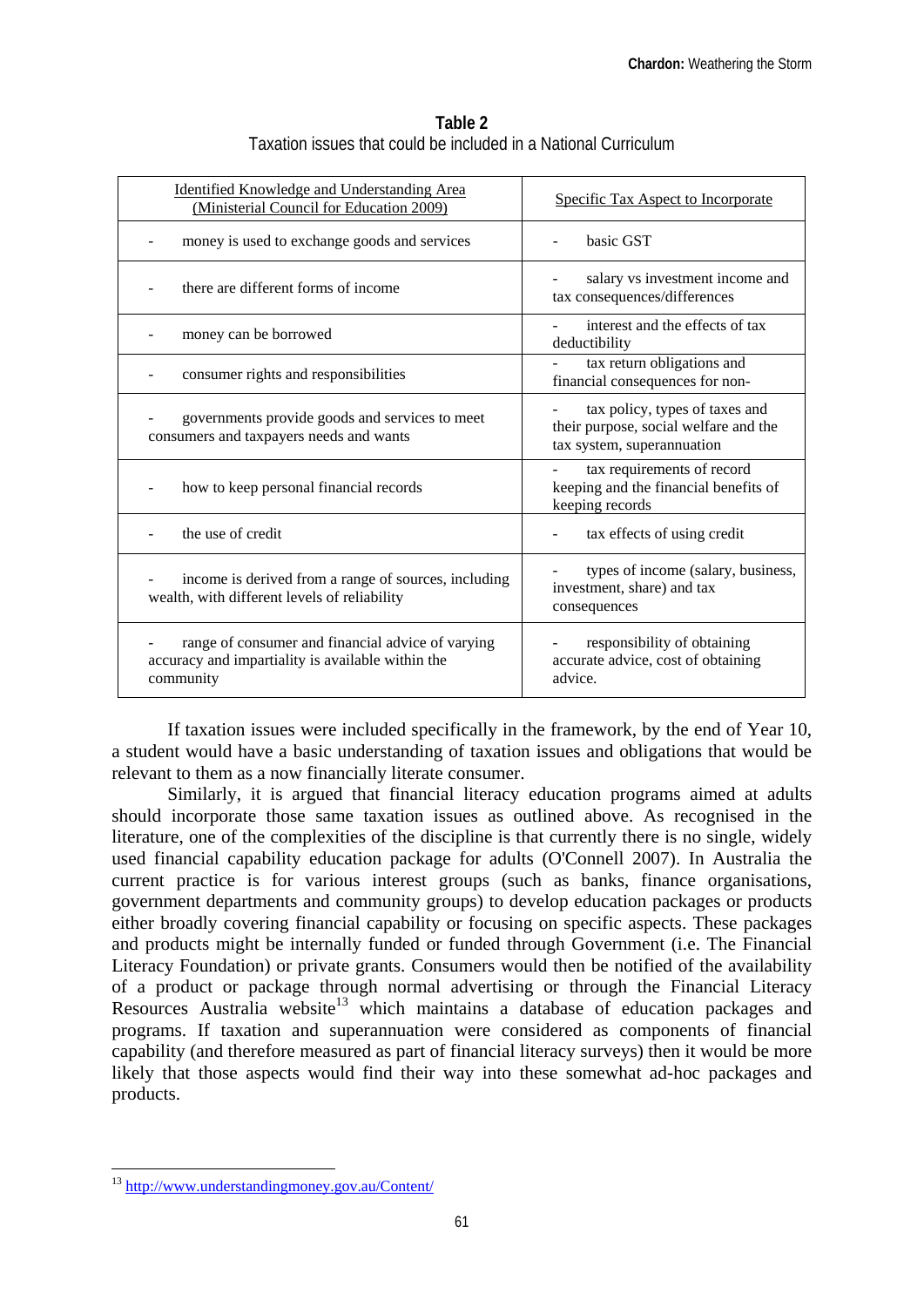**Table 2**
Taxation issues that could be included in a National Curriculum

| Identified Knowledge and Understanding Area (Ministerial Council for Education 2009) | Specific Tax Aspect to Incorporate |
|---|---|
| - money is used to exchange goods and services | - basic GST |
| - there are different forms of income | - salary vs investment income and tax consequences/differences |
| - money can be borrowed | - interest and the effects of tax deductibility |
| - consumer rights and responsibilities | - tax return obligations and financial consequences for non- |
| - governments provide goods and services to meet consumers and taxpayers needs and wants | - tax policy, types of taxes and their purpose, social welfare and the tax system, superannuation |
| - how to keep personal financial records | - tax requirements of record keeping and the financial benefits of keeping records |
| - the use of credit | - tax effects of using credit |
| - income is derived from a range of sources, including wealth, with different levels of reliability | - types of income (salary, business, investment, share) and tax consequences |
| - range of consumer and financial advice of varying accuracy and impartiality is available within the community | - responsibility of obtaining accurate advice, cost of obtaining advice. |

If taxation issues were included specifically in the framework, by the end of Year 10, a student would have a basic understanding of taxation issues and obligations that would be relevant to them as a now financially literate consumer.

Similarly, it is argued that financial literacy education programs aimed at adults should incorporate those same taxation issues as outlined above. As recognised in the literature, one of the complexities of the discipline is that currently there is no single, widely used financial capability education package for adults (O'Connell 2007). In Australia the current practice is for various interest groups (such as banks, finance organisations, government departments and community groups) to develop education packages or products either broadly covering financial capability or focusing on specific aspects. These packages and products might be internally funded or funded through Government (i.e. The Financial Literacy Foundation) or private grants. Consumers would then be notified of the availability of a product or package through normal advertising or through the Financial Literacy Resources Australia website[13] which maintains a database of education packages and programs. If taxation and superannuation were considered as components of financial capability (and therefore measured as part of financial literacy surveys) then it would be more likely that those aspects would find their way into these somewhat ad-hoc packages and products.

[13] http://www.understandingmoney.gov.au/Content/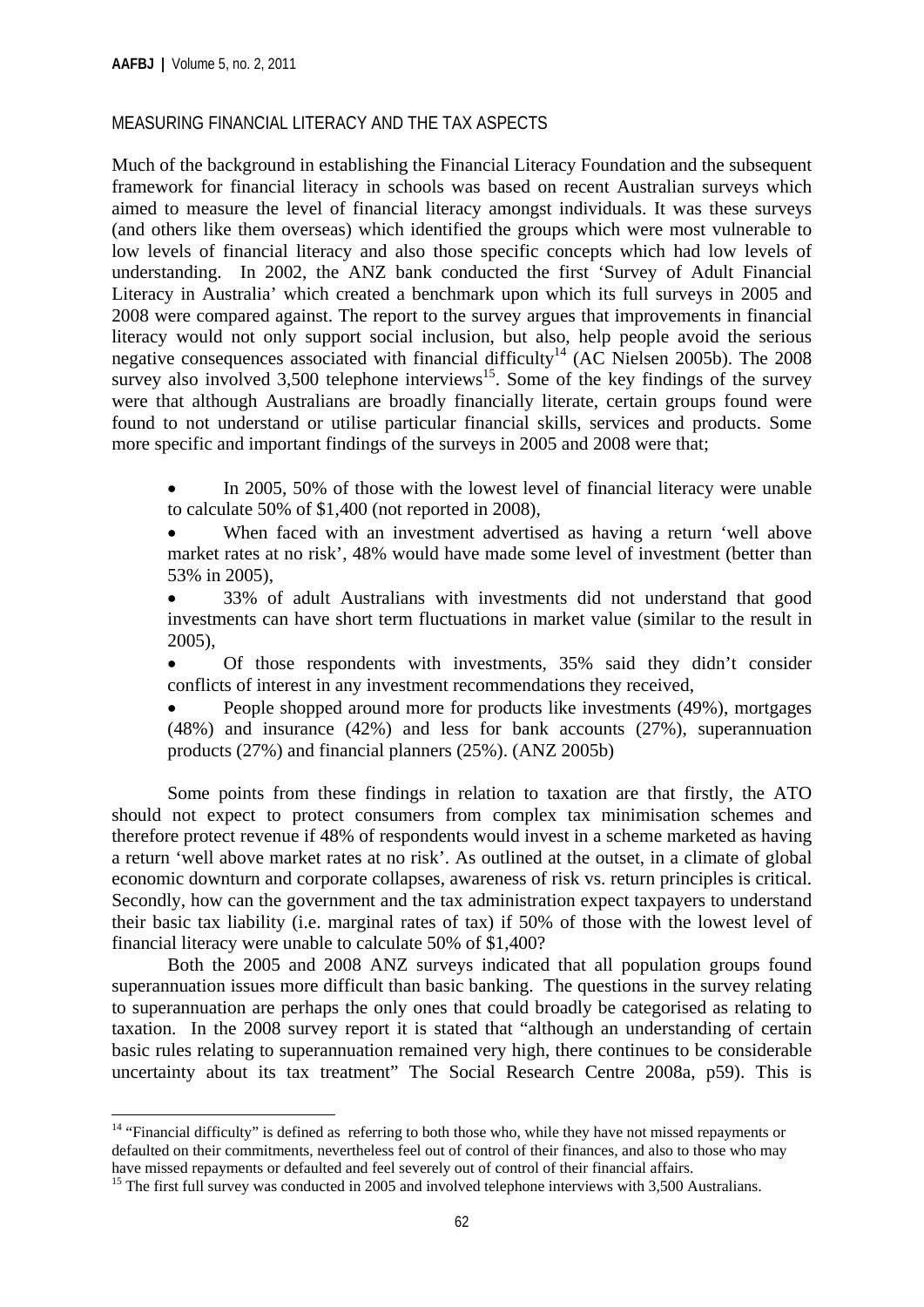## MEASURING FINANCIAL LITERACY AND THE TAX ASPECTS

Much of the background in establishing the Financial Literacy Foundation and the subsequent framework for financial literacy in schools was based on recent Australian surveys which aimed to measure the level of financial literacy amongst individuals. It was these surveys (and others like them overseas) which identified the groups which were most vulnerable to low levels of financial literacy and also those specific concepts which had low levels of understanding. In 2002, the ANZ bank conducted the first 'Survey of Adult Financial Literacy in Australia' which created a benchmark upon which its full surveys in 2005 and 2008 were compared against. The report to the survey argues that improvements in financial literacy would not only support social inclusion, but also, help people avoid the serious negative consequences associated with financial difficulty[14] (AC Nielsen 2005b). The 2008 survey also involved 3,500 telephone interviews[15]. Some of the key findings of the survey were that although Australians are broadly financially literate, certain groups found were found to not understand or utilise particular financial skills, services and products. Some more specific and important findings of the surveys in 2005 and 2008 were that;

- In 2005, 50% of those with the lowest level of financial literacy were unable to calculate 50% of $1,400 (not reported in 2008),
- When faced with an investment advertised as having a return 'well above market rates at no risk', 48% would have made some level of investment (better than 53% in 2005),
- 33% of adult Australians with investments did not understand that good investments can have short term fluctuations in market value (similar to the result in 2005),
- Of those respondents with investments, 35% said they didn't consider conflicts of interest in any investment recommendations they received,
- People shopped around more for products like investments (49%), mortgages (48%) and insurance (42%) and less for bank accounts (27%), superannuation products (27%) and financial planners (25%). (ANZ 2005b)

Some points from these findings in relation to taxation are that firstly, the ATO should not expect to protect consumers from complex tax minimisation schemes and therefore protect revenue if 48% of respondents would invest in a scheme marketed as having a return 'well above market rates at no risk'. As outlined at the outset, in a climate of global economic downturn and corporate collapses, awareness of risk vs. return principles is critical. Secondly, how can the government and the tax administration expect taxpayers to understand their basic tax liability (i.e. marginal rates of tax) if 50% of those with the lowest level of financial literacy were unable to calculate 50% of $1,400?

Both the 2005 and 2008 ANZ surveys indicated that all population groups found superannuation issues more difficult than basic banking. The questions in the survey relating to superannuation are perhaps the only ones that could broadly be categorised as relating to taxation. In the 2008 survey report it is stated that "although an understanding of certain basic rules relating to superannuation remained very high, there continues to be considerable uncertainty about its tax treatment" The Social Research Centre 2008a, p59). This is

---

[14] "Financial difficulty" is defined as referring to both those who, while they have not missed repayments or defaulted on their commitments, nevertheless feel out of control of their finances, and also to those who may have missed repayments or defaulted and feel severely out of control of their financial affairs.

[15] The first full survey was conducted in 2005 and involved telephone interviews with 3,500 Australians.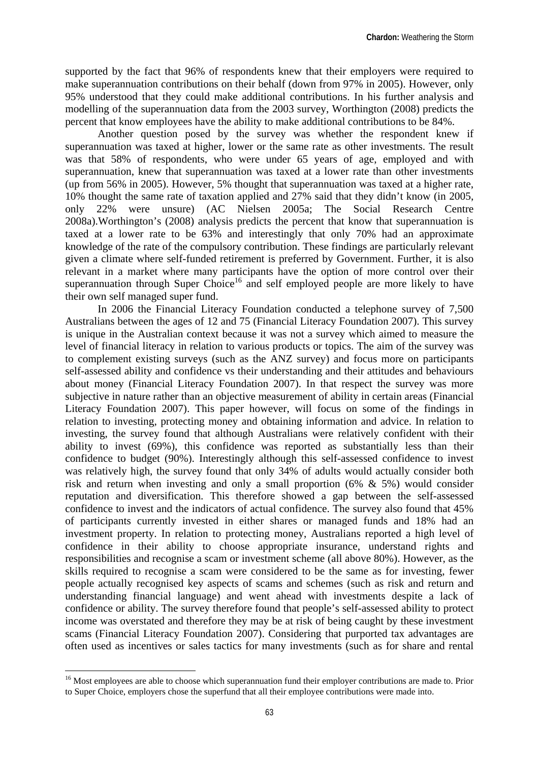supported by the fact that 96% of respondents knew that their employers were required to make superannuation contributions on their behalf (down from 97% in 2005). However, only 95% understood that they could make additional contributions. In his further analysis and modelling of the superannuation data from the 2003 survey, Worthington (2008) predicts the percent that know employees have the ability to make additional contributions to be 84%.

Another question posed by the survey was whether the respondent knew if superannuation was taxed at higher, lower or the same rate as other investments. The result was that 58% of respondents, who were under 65 years of age, employed and with superannuation, knew that superannuation was taxed at a lower rate than other investments (up from 56% in 2005). However, 5% thought that superannuation was taxed at a higher rate, 10% thought the same rate of taxation applied and 27% said that they didn't know (in 2005, only 22% were unsure) (AC Nielsen 2005a; The Social Research Centre 2008a).Worthington's (2008) analysis predicts the percent that know that superannuation is taxed at a lower rate to be 63% and interestingly that only 70% had an approximate knowledge of the rate of the compulsory contribution. These findings are particularly relevant given a climate where self-funded retirement is preferred by Government. Further, it is also relevant in a market where many participants have the option of more control over their superannuation through Super Choice[16] and self employed people are more likely to have their own self managed super fund.

In 2006 the Financial Literacy Foundation conducted a telephone survey of 7,500 Australians between the ages of 12 and 75 (Financial Literacy Foundation 2007). This survey is unique in the Australian context because it was not a survey which aimed to measure the level of financial literacy in relation to various products or topics. The aim of the survey was to complement existing surveys (such as the ANZ survey) and focus more on participants self-assessed ability and confidence vs their understanding and their attitudes and behaviours about money (Financial Literacy Foundation 2007). In that respect the survey was more subjective in nature rather than an objective measurement of ability in certain areas (Financial Literacy Foundation 2007). This paper however, will focus on some of the findings in relation to investing, protecting money and obtaining information and advice. In relation to investing, the survey found that although Australians were relatively confident with their ability to invest (69%), this confidence was reported as substantially less than their confidence to budget (90%). Interestingly although this self-assessed confidence to invest was relatively high, the survey found that only 34% of adults would actually consider both risk and return when investing and only a small proportion (6% & 5%) would consider reputation and diversification. This therefore showed a gap between the self-assessed confidence to invest and the indicators of actual confidence. The survey also found that 45% of participants currently invested in either shares or managed funds and 18% had an investment property. In relation to protecting money, Australians reported a high level of confidence in their ability to choose appropriate insurance, understand rights and responsibilities and recognise a scam or investment scheme (all above 80%). However, as the skills required to recognise a scam were considered to be the same as for investing, fewer people actually recognised key aspects of scams and schemes (such as risk and return and understanding financial language) and went ahead with investments despite a lack of confidence or ability. The survey therefore found that people's self-assessed ability to protect income was overstated and therefore they may be at risk of being caught by these investment scams (Financial Literacy Foundation 2007). Considering that purported tax advantages are often used as incentives or sales tactics for many investments (such as for share and rental

[16] Most employees are able to choose which superannuation fund their employer contributions are made to. Prior to Super Choice, employers chose the superfund that all their employee contributions were made into.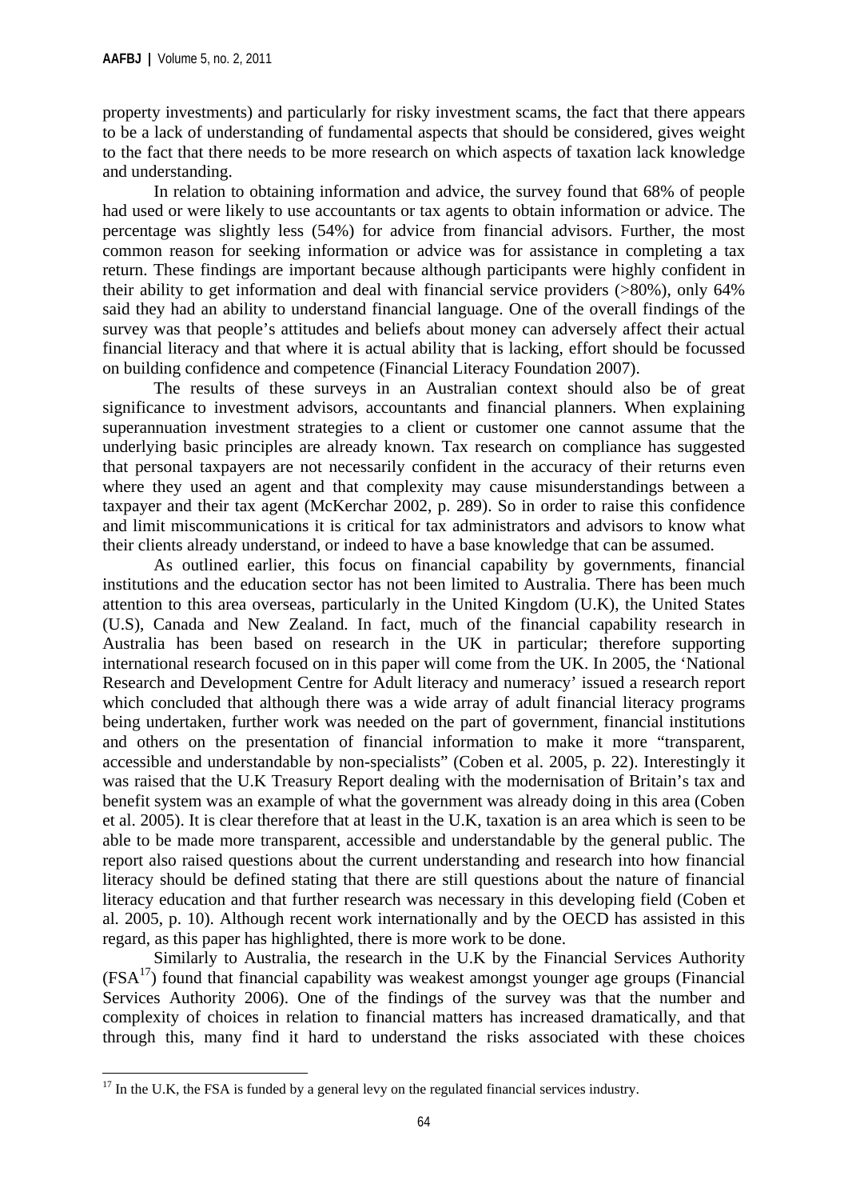property investments) and particularly for risky investment scams, the fact that there appears to be a lack of understanding of fundamental aspects that should be considered, gives weight to the fact that there needs to be more research on which aspects of taxation lack knowledge and understanding.

In relation to obtaining information and advice, the survey found that 68% of people had used or were likely to use accountants or tax agents to obtain information or advice. The percentage was slightly less (54%) for advice from financial advisors. Further, the most common reason for seeking information or advice was for assistance in completing a tax return. These findings are important because although participants were highly confident in their ability to get information and deal with financial service providers (>80%), only 64% said they had an ability to understand financial language. One of the overall findings of the survey was that people's attitudes and beliefs about money can adversely affect their actual financial literacy and that where it is actual ability that is lacking, effort should be focussed on building confidence and competence (Financial Literacy Foundation 2007).

The results of these surveys in an Australian context should also be of great significance to investment advisors, accountants and financial planners. When explaining superannuation investment strategies to a client or customer one cannot assume that the underlying basic principles are already known. Tax research on compliance has suggested that personal taxpayers are not necessarily confident in the accuracy of their returns even where they used an agent and that complexity may cause misunderstandings between a taxpayer and their tax agent (McKerchar 2002, p. 289). So in order to raise this confidence and limit miscommunications it is critical for tax administrators and advisors to know what their clients already understand, or indeed to have a base knowledge that can be assumed.

As outlined earlier, this focus on financial capability by governments, financial institutions and the education sector has not been limited to Australia. There has been much attention to this area overseas, particularly in the United Kingdom (U.K), the United States (U.S), Canada and New Zealand. In fact, much of the financial capability research in Australia has been based on research in the UK in particular; therefore supporting international research focused on in this paper will come from the UK. In 2005, the 'National Research and Development Centre for Adult literacy and numeracy' issued a research report which concluded that although there was a wide array of adult financial literacy programs being undertaken, further work was needed on the part of government, financial institutions and others on the presentation of financial information to make it more "transparent, accessible and understandable by non-specialists" (Coben et al. 2005, p. 22). Interestingly it was raised that the U.K Treasury Report dealing with the modernisation of Britain's tax and benefit system was an example of what the government was already doing in this area (Coben et al. 2005). It is clear therefore that at least in the U.K, taxation is an area which is seen to be able to be made more transparent, accessible and understandable by the general public. The report also raised questions about the current understanding and research into how financial literacy should be defined stating that there are still questions about the nature of financial literacy education and that further research was necessary in this developing field (Coben et al. 2005, p. 10). Although recent work internationally and by the OECD has assisted in this regard, as this paper has highlighted, there is more work to be done.

Similarly to Australia, the research in the U.K by the Financial Services Authority (FSA[17]) found that financial capability was weakest amongst younger age groups (Financial Services Authority 2006). One of the findings of the survey was that the number and complexity of choices in relation to financial matters has increased dramatically, and that through this, many find it hard to understand the risks associated with these choices

[17] In the U.K, the FSA is funded by a general levy on the regulated financial services industry.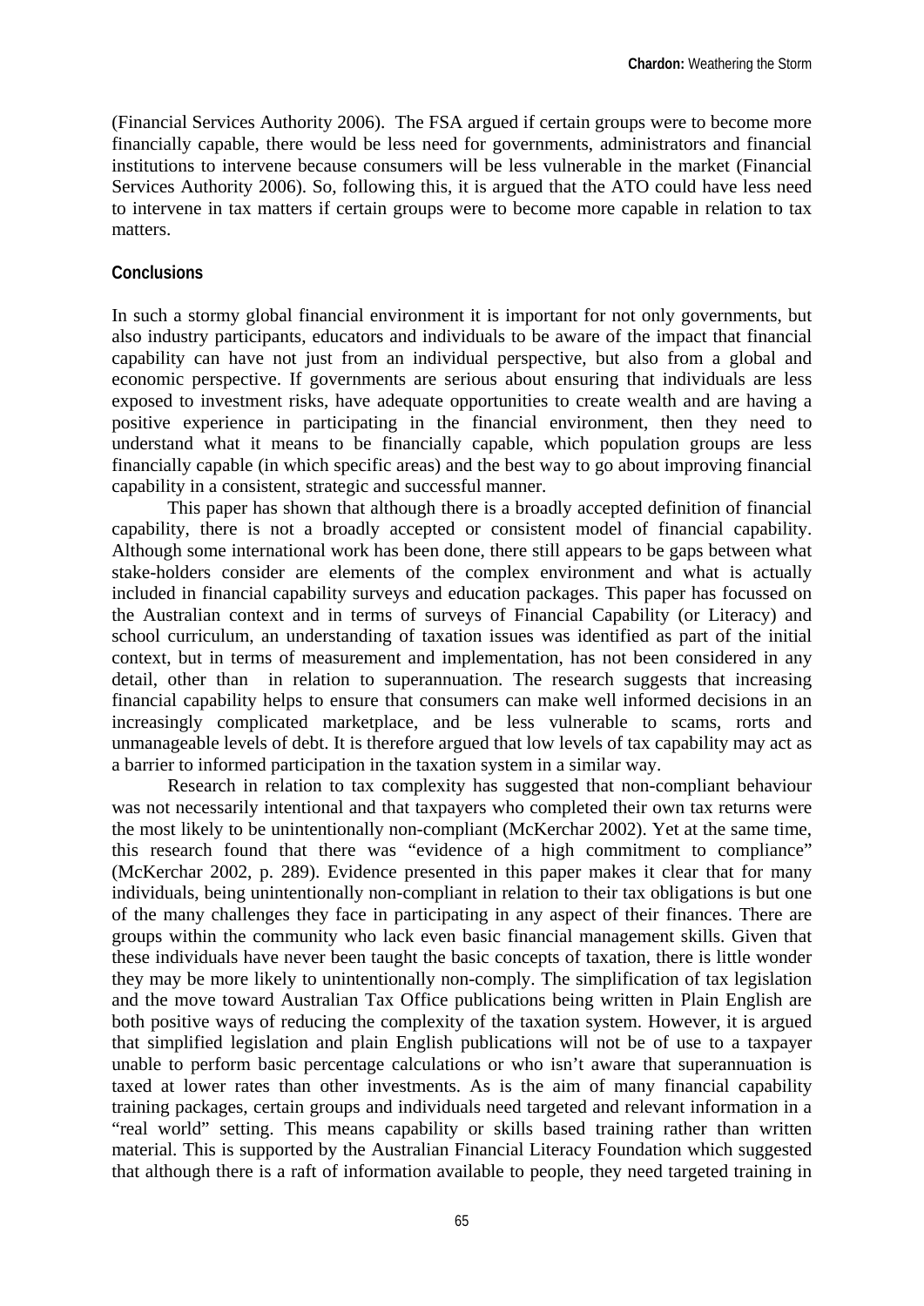(Financial Services Authority 2006). The FSA argued if certain groups were to become more financially capable, there would be less need for governments, administrators and financial institutions to intervene because consumers will be less vulnerable in the market (Financial Services Authority 2006). So, following this, it is argued that the ATO could have less need to intervene in tax matters if certain groups were to become more capable in relation to tax matters.

## Conclusions

In such a stormy global financial environment it is important for not only governments, but also industry participants, educators and individuals to be aware of the impact that financial capability can have not just from an individual perspective, but also from a global and economic perspective. If governments are serious about ensuring that individuals are less exposed to investment risks, have adequate opportunities to create wealth and are having a positive experience in participating in the financial environment, then they need to understand what it means to be financially capable, which population groups are less financially capable (in which specific areas) and the best way to go about improving financial capability in a consistent, strategic and successful manner.

This paper has shown that although there is a broadly accepted definition of financial capability, there is not a broadly accepted or consistent model of financial capability. Although some international work has been done, there still appears to be gaps between what stake-holders consider are elements of the complex environment and what is actually included in financial capability surveys and education packages. This paper has focussed on the Australian context and in terms of surveys of Financial Capability (or Literacy) and school curriculum, an understanding of taxation issues was identified as part of the initial context, but in terms of measurement and implementation, has not been considered in any detail, other than in relation to superannuation. The research suggests that increasing financial capability helps to ensure that consumers can make well informed decisions in an increasingly complicated marketplace, and be less vulnerable to scams, rorts and unmanageable levels of debt. It is therefore argued that low levels of tax capability may act as a barrier to informed participation in the taxation system in a similar way.

Research in relation to tax complexity has suggested that non-compliant behaviour was not necessarily intentional and that taxpayers who completed their own tax returns were the most likely to be unintentionally non-compliant (McKerchar 2002). Yet at the same time, this research found that there was "evidence of a high commitment to compliance" (McKerchar 2002, p. 289). Evidence presented in this paper makes it clear that for many individuals, being unintentionally non-compliant in relation to their tax obligations is but one of the many challenges they face in participating in any aspect of their finances. There are groups within the community who lack even basic financial management skills. Given that these individuals have never been taught the basic concepts of taxation, there is little wonder they may be more likely to unintentionally non-comply. The simplification of tax legislation and the move toward Australian Tax Office publications being written in Plain English are both positive ways of reducing the complexity of the taxation system. However, it is argued that simplified legislation and plain English publications will not be of use to a taxpayer unable to perform basic percentage calculations or who isn't aware that superannuation is taxed at lower rates than other investments. As is the aim of many financial capability training packages, certain groups and individuals need targeted and relevant information in a "real world" setting. This means capability or skills based training rather than written material. This is supported by the Australian Financial Literacy Foundation which suggested that although there is a raft of information available to people, they need targeted training in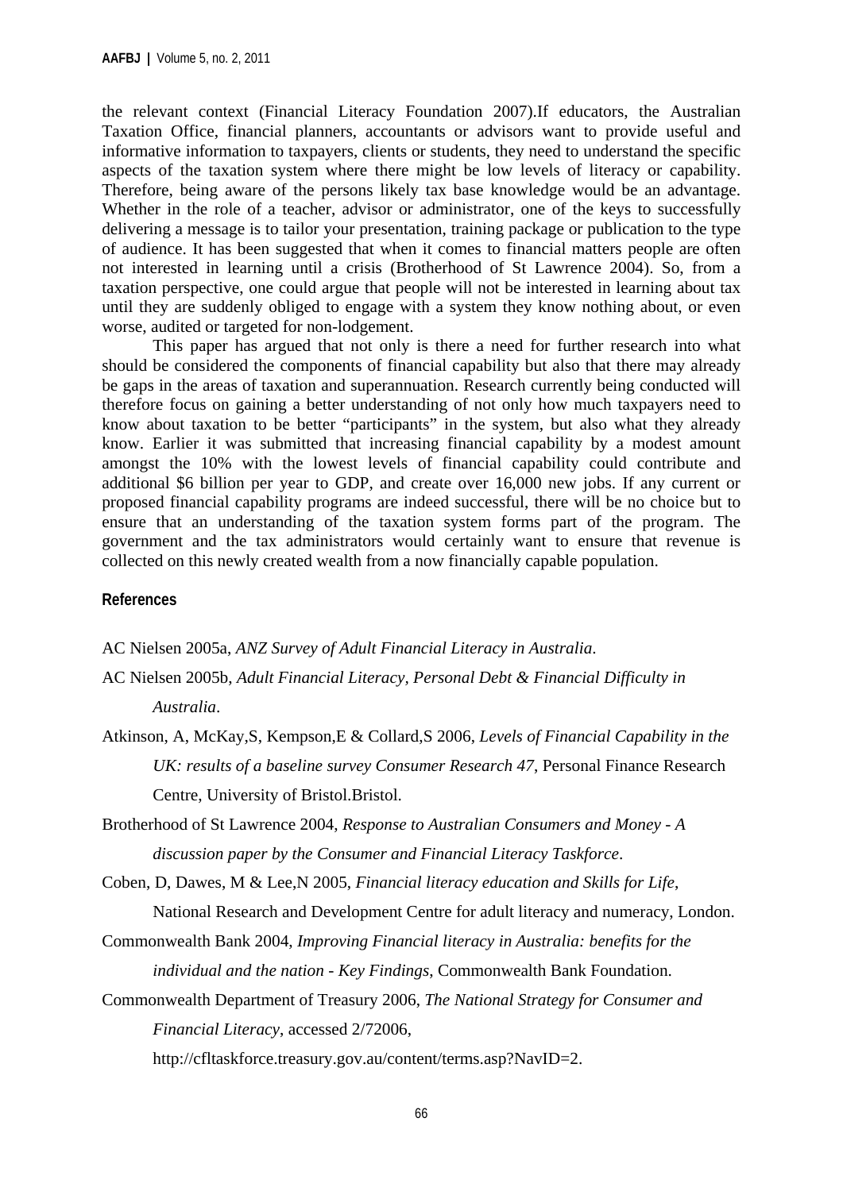the relevant context (Financial Literacy Foundation 2007).If educators, the Australian Taxation Office, financial planners, accountants or advisors want to provide useful and informative information to taxpayers, clients or students, they need to understand the specific aspects of the taxation system where there might be low levels of literacy or capability. Therefore, being aware of the persons likely tax base knowledge would be an advantage. Whether in the role of a teacher, advisor or administrator, one of the keys to successfully delivering a message is to tailor your presentation, training package or publication to the type of audience. It has been suggested that when it comes to financial matters people are often not interested in learning until a crisis (Brotherhood of St Lawrence 2004). So, from a taxation perspective, one could argue that people will not be interested in learning about tax until they are suddenly obliged to engage with a system they know nothing about, or even worse, audited or targeted for non-lodgement.

This paper has argued that not only is there a need for further research into what should be considered the components of financial capability but also that there may already be gaps in the areas of taxation and superannuation. Research currently being conducted will therefore focus on gaining a better understanding of not only how much taxpayers need to know about taxation to be better "participants" in the system, but also what they already know. Earlier it was submitted that increasing financial capability by a modest amount amongst the 10% with the lowest levels of financial capability could contribute and additional $6 billion per year to GDP, and create over 16,000 new jobs. If any current or proposed financial capability programs are indeed successful, there will be no choice but to ensure that an understanding of the taxation system forms part of the program. The government and the tax administrators would certainly want to ensure that revenue is collected on this newly created wealth from a now financially capable population.

## References

AC Nielsen 2005a, *ANZ Survey of Adult Financial Literacy in Australia*.

AC Nielsen 2005b, *Adult Financial Literacy, Personal Debt & Financial Difficulty in Australia*.

Atkinson, A, McKay,S, Kempson,E & Collard,S 2006, *Levels of Financial Capability in the UK: results of a baseline survey Consumer Research 47*, Personal Finance Research Centre, University of Bristol.Bristol.

Brotherhood of St Lawrence 2004, *Response to Australian Consumers and Money - A discussion paper by the Consumer and Financial Literacy Taskforce*.

Coben, D, Dawes, M & Lee,N 2005, *Financial literacy education and Skills for Life*, National Research and Development Centre for adult literacy and numeracy, London.

Commonwealth Bank 2004, *Improving Financial literacy in Australia: benefits for the individual and the nation - Key Findings*, Commonwealth Bank Foundation.

Commonwealth Department of Treasury 2006, *The National Strategy for Consumer and Financial Literacy*, accessed 2/72006, http://cfltaskforce.treasury.gov.au/content/terms.asp?NavID=2.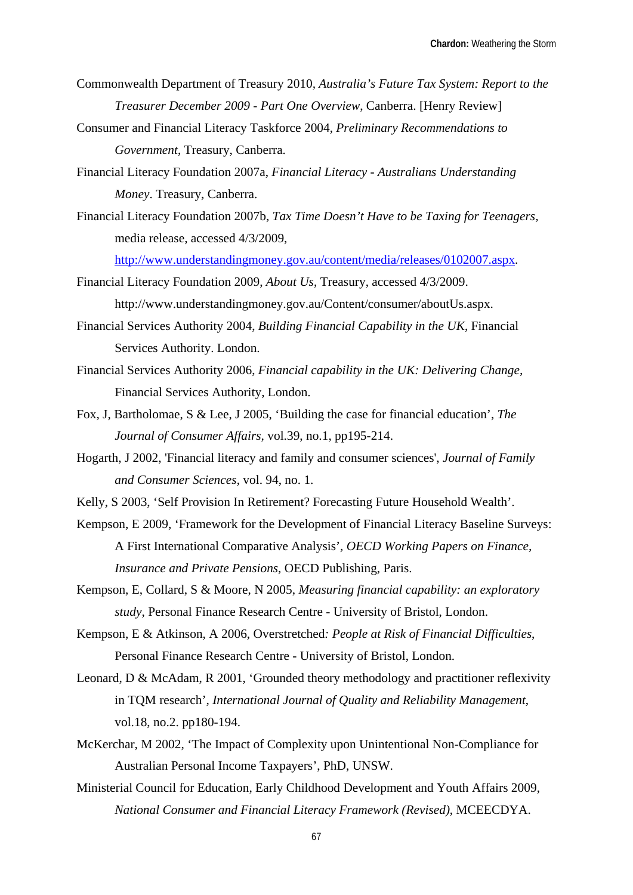Commonwealth Department of Treasury 2010, *Australia's Future Tax System: Report to the Treasurer December 2009 - Part One Overview*, Canberra. [Henry Review]

Consumer and Financial Literacy Taskforce 2004, *Preliminary Recommendations to Government*, Treasury, Canberra.

Financial Literacy Foundation 2007a, *Financial Literacy - Australians Understanding Money*. Treasury, Canberra.

Financial Literacy Foundation 2007b, *Tax Time Doesn't Have to be Taxing for Teenagers*, media release, accessed 4/3/2009, http://www.understandingmoney.gov.au/content/media/releases/0102007.aspx.

Financial Literacy Foundation 2009, *About Us*, Treasury, accessed 4/3/2009. http://www.understandingmoney.gov.au/Content/consumer/aboutUs.aspx.

Financial Services Authority 2004, *Building Financial Capability in the UK*, Financial Services Authority. London.

Financial Services Authority 2006, *Financial capability in the UK: Delivering Change*, Financial Services Authority, London.

Fox, J, Bartholomae, S & Lee, J 2005, 'Building the case for financial education', *The Journal of Consumer Affairs*, vol.39, no.1, pp195-214.

Hogarth, J 2002, 'Financial literacy and family and consumer sciences', *Journal of Family and Consumer Sciences*, vol. 94, no. 1.

Kelly, S 2003, 'Self Provision In Retirement? Forecasting Future Household Wealth'.

Kempson, E 2009, 'Framework for the Development of Financial Literacy Baseline Surveys: A First International Comparative Analysis', *OECD Working Papers on Finance, Insurance and Private Pensions*, OECD Publishing, Paris.

Kempson, E, Collard, S & Moore, N 2005, *Measuring financial capability: an exploratory study*, Personal Finance Research Centre - University of Bristol, London.

Kempson, E & Atkinson, A 2006, Overstretched*: People at Risk of Financial Difficulties*, Personal Finance Research Centre - University of Bristol, London.

Leonard, D & McAdam, R 2001, 'Grounded theory methodology and practitioner reflexivity in TQM research', *International Journal of Quality and Reliability Management*, vol.18, no.2. pp180-194.

McKerchar, M 2002, 'The Impact of Complexity upon Unintentional Non-Compliance for Australian Personal Income Taxpayers', PhD, UNSW.

Ministerial Council for Education, Early Childhood Development and Youth Affairs 2009, *National Consumer and Financial Literacy Framework (Revised)*, MCEECDYA.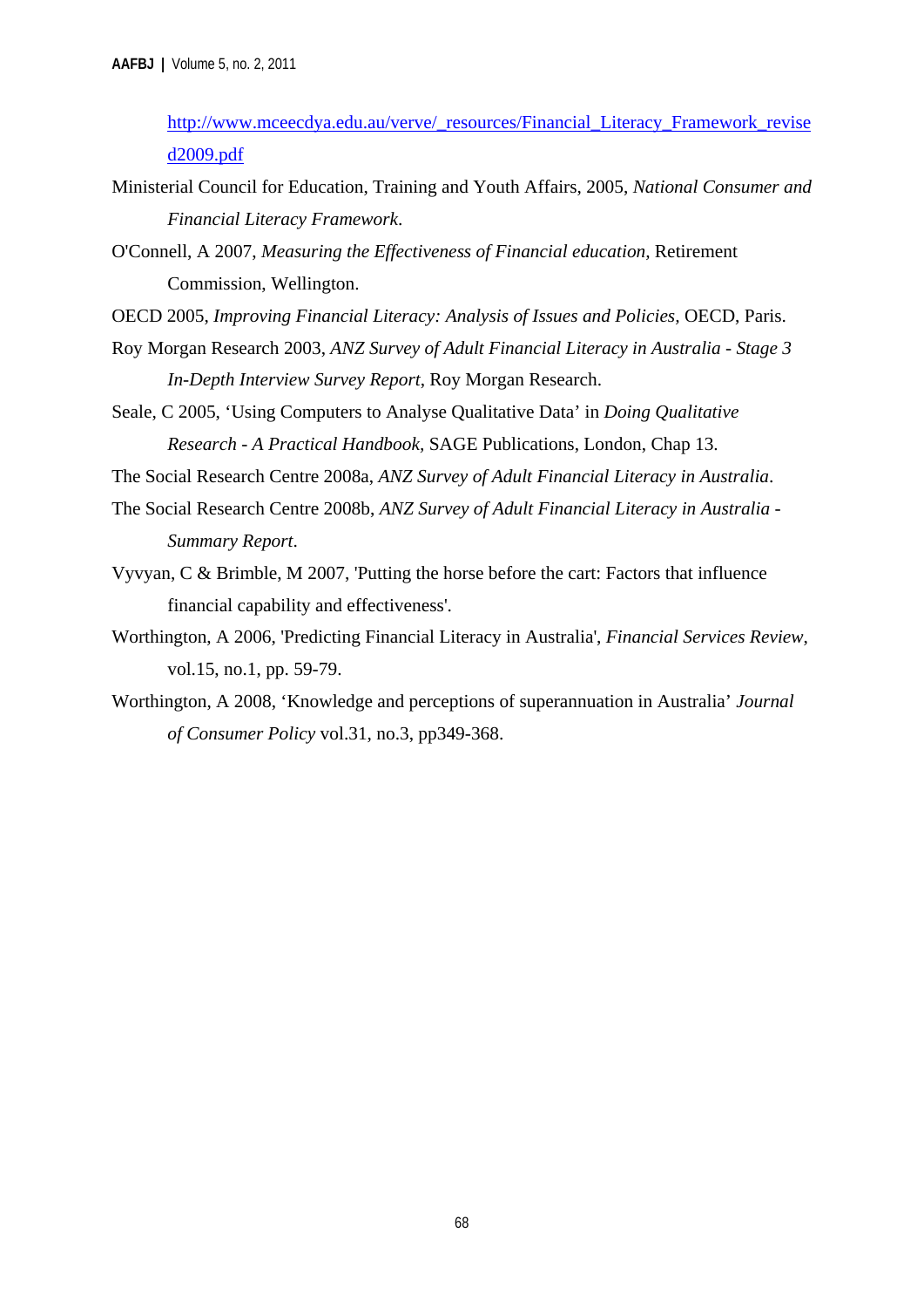http://www.mceecdya.edu.au/verve/_resources/Financial_Literacy_Framework_revised2009.pdf

Ministerial Council for Education, Training and Youth Affairs, 2005, *National Consumer and Financial Literacy Framework*.

O'Connell, A 2007, *Measuring the Effectiveness of Financial education,* Retirement Commission, Wellington.

OECD 2005, *Improving Financial Literacy: Analysis of Issues and Policies,* OECD, Paris.

Roy Morgan Research 2003, *ANZ Survey of Adult Financial Literacy in Australia - Stage 3 In-Depth Interview Survey Report*, Roy Morgan Research.

Seale, C 2005, 'Using Computers to Analyse Qualitative Data' in *Doing Qualitative Research - A Practical Handbook,* SAGE Publications, London, Chap 13.

The Social Research Centre 2008a, *ANZ Survey of Adult Financial Literacy in Australia*.

The Social Research Centre 2008b, *ANZ Survey of Adult Financial Literacy in Australia - Summary Report*.

Vyvyan, C & Brimble, M 2007, 'Putting the horse before the cart: Factors that influence financial capability and effectiveness'.

Worthington, A 2006, 'Predicting Financial Literacy in Australia', *Financial Services Review*, vol.15, no.1, pp. 59-79.

Worthington, A 2008, 'Knowledge and perceptions of superannuation in Australia' *Journal of Consumer Policy* vol.31, no.3, pp349-368.